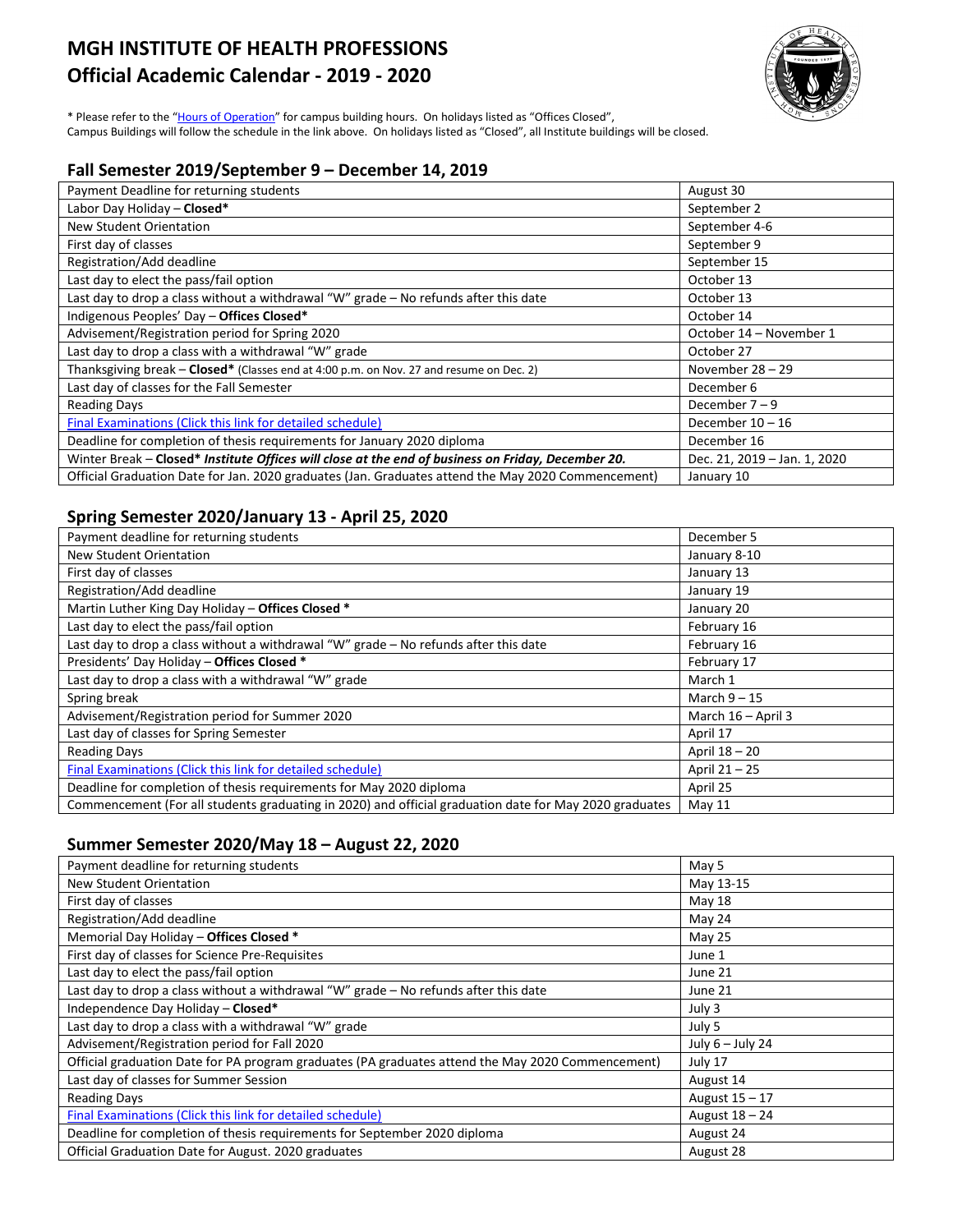# MGH INSTITUTE OF HEALTH PROFESSIONS
# Official Academic Calendar - 2019 - 2020

\* Please refer to the "Hours of Operation" for campus building hours. On holidays listed as "Offices Closed", Campus Buildings will follow the schedule in the link above. On holidays listed as "Closed", all Institute buildings will be closed.

## Fall Semester 2019/September 9 – December 14, 2019

| | |
|---|---|
| Payment Deadline for returning students | August 30 |
| Labor Day Holiday – **Closed\*** | September 2 |
| New Student Orientation | September 4-6 |
| First day of classes | September 9 |
| Registration/Add deadline | September 15 |
| Last day to elect the pass/fail option | October 13 |
| Last day to drop a class without a withdrawal "W" grade – No refunds after this date | October 13 |
| Indigenous Peoples' Day – **Offices Closed\*** | October 14 |
| Advisement/Registration period for Spring 2020 | October 14 – November 1 |
| Last day to drop a class with a withdrawal "W" grade | October 27 |
| Thanksgiving break – **Closed\*** (Classes end at 4:00 p.m. on Nov. 27 and resume on Dec. 2) | November 28 – 29 |
| Last day of classes for the Fall Semester | December 6 |
| Reading Days | December 7 – 9 |
| Final Examinations (Click this link for detailed schedule) | December 10 – 16 |
| Deadline for completion of thesis requirements for January 2020 diploma | December 16 |
| Winter Break – **Closed\*** ***Institute Offices will close at the end of business on Friday, December 20.*** | Dec. 21, 2019 – Jan. 1, 2020 |
| Official Graduation Date for Jan. 2020 graduates (Jan. Graduates attend the May 2020 Commencement) | January 10 |

## Spring Semester 2020/January 13 - April 25, 2020

| | |
|---|---|
| Payment deadline for returning students | December 5 |
| New Student Orientation | January 8-10 |
| First day of classes | January 13 |
| Registration/Add deadline | January 19 |
| Martin Luther King Day Holiday – **Offices Closed \*** | January 20 |
| Last day to elect the pass/fail option | February 16 |
| Last day to drop a class without a withdrawal "W" grade – No refunds after this date | February 16 |
| Presidents' Day Holiday – **Offices Closed \*** | February 17 |
| Last day to drop a class with a withdrawal "W" grade | March 1 |
| Spring break | March 9 – 15 |
| Advisement/Registration period for Summer 2020 | March 16 – April 3 |
| Last day of classes for Spring Semester | April 17 |
| Reading Days | April 18 – 20 |
| Final Examinations (Click this link for detailed schedule) | April 21 – 25 |
| Deadline for completion of thesis requirements for May 2020 diploma | April 25 |
| Commencement (For all students graduating in 2020) and official graduation date for May 2020 graduates | May 11 |

## Summer Semester 2020/May 18 – August 22, 2020

| | |
|---|---|
| Payment deadline for returning students | May 5 |
| New Student Orientation | May 13-15 |
| First day of classes | May 18 |
| Registration/Add deadline | May 24 |
| Memorial Day Holiday – **Offices Closed \*** | May 25 |
| First day of classes for Science Pre-Requisites | June 1 |
| Last day to elect the pass/fail option | June 21 |
| Last day to drop a class without a withdrawal "W" grade – No refunds after this date | June 21 |
| Independence Day Holiday – **Closed\*** | July 3 |
| Last day to drop a class with a withdrawal "W" grade | July 5 |
| Advisement/Registration period for Fall 2020 | July 6 – July 24 |
| Official graduation Date for PA program graduates (PA graduates attend the May 2020 Commencement) | July 17 |
| Last day of classes for Summer Session | August 14 |
| Reading Days | August 15 – 17 |
| Final Examinations (Click this link for detailed schedule) | August 18 – 24 |
| Deadline for completion of thesis requirements for September 2020 diploma | August 24 |
| Official Graduation Date for August. 2020 graduates | August 28 |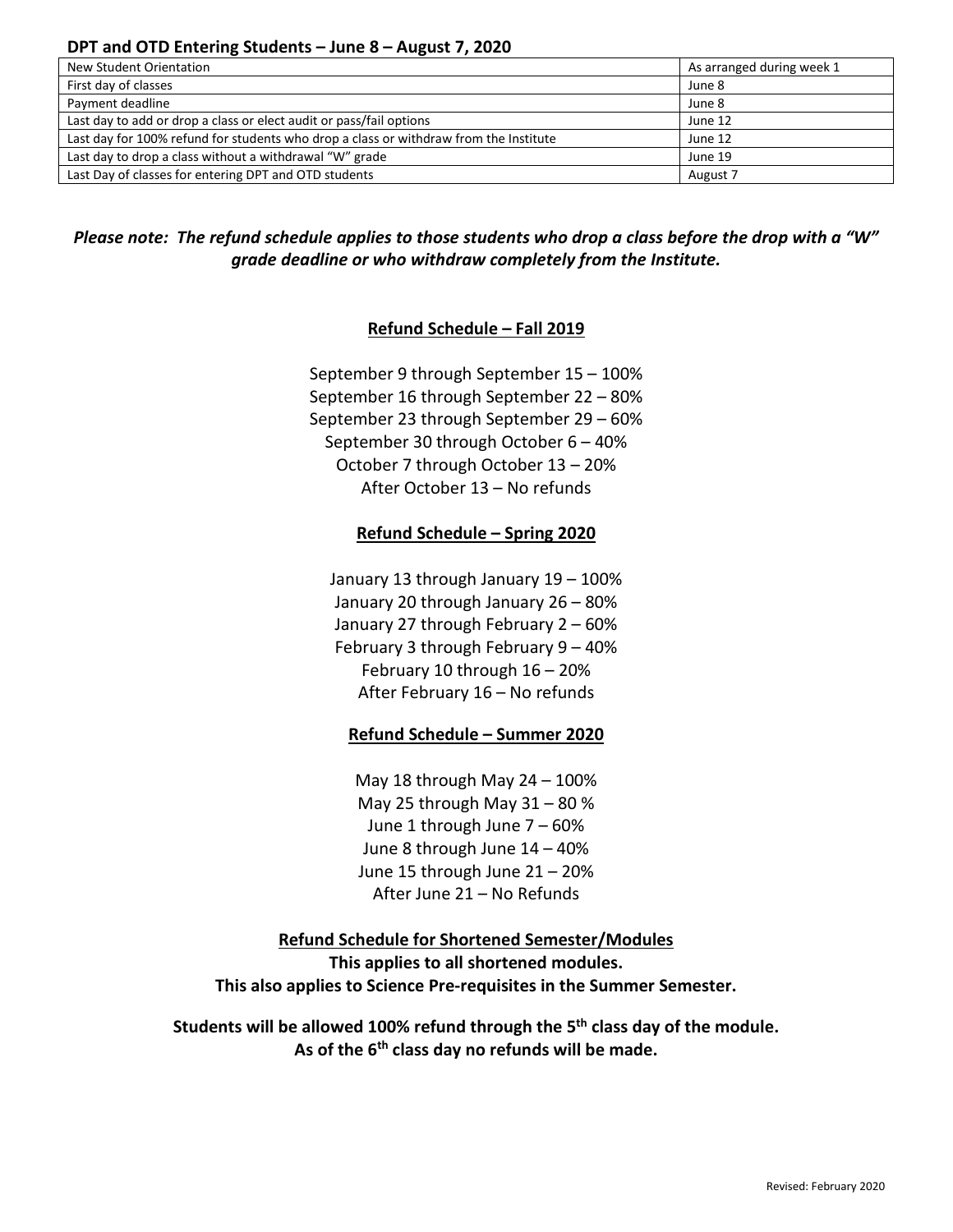**DPT and OTD Entering Students – June 8 – August 7, 2020**

| | |
|---|---|
| New Student Orientation | As arranged during week 1 |
| First day of classes | June 8 |
| Payment deadline | June 8 |
| Last day to add or drop a class or elect audit or pass/fail options | June 12 |
| Last day for 100% refund for students who drop a class or withdraw from the Institute | June 12 |
| Last day to drop a class without a withdrawal "W" grade | June 19 |
| Last Day of classes for entering DPT and OTD students | August 7 |

***Please note: The refund schedule applies to those students who drop a class before the drop with a "W" grade deadline or who withdraw completely from the Institute.***

## Refund Schedule – Fall 2019

September 9 through September 15 – 100%
September 16 through September 22 – 80%
September 23 through September 29 – 60%
September 30 through October 6 – 40%
October 7 through October 13 – 20%
After October 13 – No refunds

## Refund Schedule – Spring 2020

January 13 through January 19 – 100%
January 20 through January 26 – 80%
January 27 through February 2 – 60%
February 3 through February 9 – 40%
February 10 through 16 – 20%
After February 16 – No refunds

## Refund Schedule – Summer 2020

May 18 through May 24 – 100%
May 25 through May 31 – 80 %
June 1 through June 7 – 60%
June 8 through June 14 – 40%
June 15 through June 21 – 20%
After June 21 – No Refunds

## Refund Schedule for Shortened Semester/Modules

**This applies to all shortened modules.**
**This also applies to Science Pre-requisites in the Summer Semester.**

**Students will be allowed 100% refund through the 5th class day of the module.**
**As of the 6th class day no refunds will be made.**

Revised: February 2020